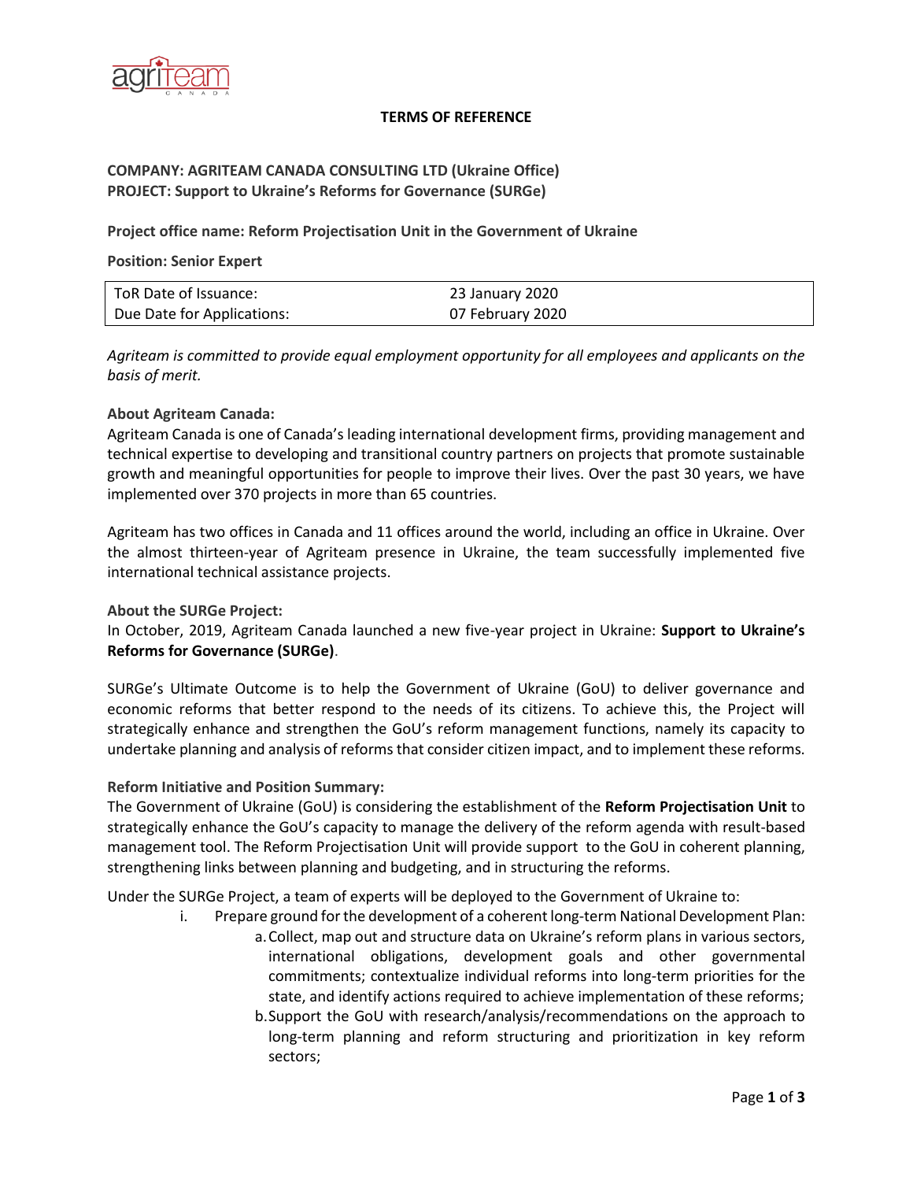# TERMS OF REFERENCE

**COMPANY: AGRITEAM CANADA CONSULTING LTD (Ukraine Office)**
**PROJECT: Support to Ukraine's Reforms for Governance (SURGe)**

**Project office name: Reform Projectisation Unit in the Government of Ukraine**

**Position: Senior Expert**

| ToR Date of Issuance: | 23 January 2020 |
|---|---|
| Due Date for Applications: | 07 February 2020 |

*Agriteam is committed to provide equal employment opportunity for all employees and applicants on the basis of merit.*

**About Agriteam Canada:**

Agriteam Canada is one of Canada's leading international development firms, providing management and technical expertise to developing and transitional country partners on projects that promote sustainable growth and meaningful opportunities for people to improve their lives. Over the past 30 years, we have implemented over 370 projects in more than 65 countries.

Agriteam has two offices in Canada and 11 offices around the world, including an office in Ukraine. Over the almost thirteen-year of Agriteam presence in Ukraine, the team successfully implemented five international technical assistance projects.

**About the SURGe Project:**

In October, 2019, Agriteam Canada launched a new five-year project in Ukraine: **Support to Ukraine's Reforms for Governance (SURGe)**.

SURGe's Ultimate Outcome is to help the Government of Ukraine (GoU) to deliver governance and economic reforms that better respond to the needs of its citizens. To achieve this, the Project will strategically enhance and strengthen the GoU's reform management functions, namely its capacity to undertake planning and analysis of reforms that consider citizen impact, and to implement these reforms.

**Reform Initiative and Position Summary:**

The Government of Ukraine (GoU) is considering the establishment of the **Reform Projectisation Unit** to strategically enhance the GoU's capacity to manage the delivery of the reform agenda with result-based management tool. The Reform Projectisation Unit will provide support to the GoU in coherent planning, strengthening links between planning and budgeting, and in structuring the reforms.

Under the SURGe Project, a team of experts will be deployed to the Government of Ukraine to:

i. Prepare ground for the development of a coherent long-term National Development Plan:
   a. Collect, map out and structure data on Ukraine's reform plans in various sectors, international obligations, development goals and other governmental commitments; contextualize individual reforms into long-term priorities for the state, and identify actions required to achieve implementation of these reforms;
   b. Support the GoU with research/analysis/recommendations on the approach to long-term planning and reform structuring and prioritization in key reform sectors;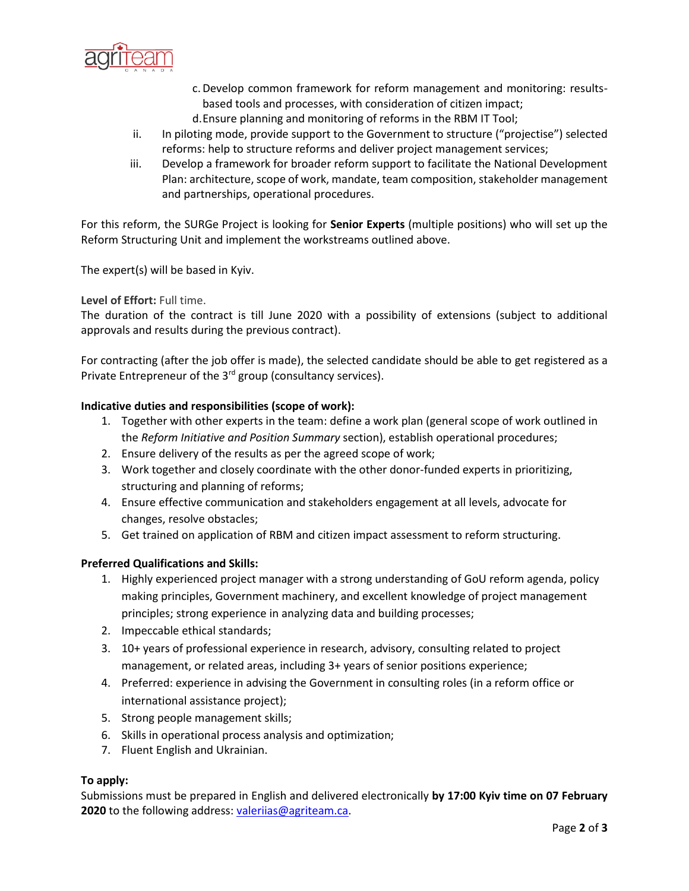c. Develop common framework for reform management and monitoring: results-based tools and processes, with consideration of citizen impact;
   d. Ensure planning and monitoring of reforms in the RBM IT Tool;

ii. In piloting mode, provide support to the Government to structure ("projectise") selected reforms: help to structure reforms and deliver project management services;

iii. Develop a framework for broader reform support to facilitate the National Development Plan: architecture, scope of work, mandate, team composition, stakeholder management and partnerships, operational procedures.

For this reform, the SURGe Project is looking for **Senior Experts** (multiple positions) who will set up the Reform Structuring Unit and implement the workstreams outlined above.

The expert(s) will be based in Kyiv.

**Level of Effort:** Full time.
The duration of the contract is till June 2020 with a possibility of extensions (subject to additional approvals and results during the previous contract).

For contracting (after the job offer is made), the selected candidate should be able to get registered as a Private Entrepreneur of the 3rd group (consultancy services).

**Indicative duties and responsibilities (scope of work):**

1. Together with other experts in the team: define a work plan (general scope of work outlined in the *Reform Initiative and Position Summary* section), establish operational procedures;
2. Ensure delivery of the results as per the agreed scope of work;
3. Work together and closely coordinate with the other donor-funded experts in prioritizing, structuring and planning of reforms;
4. Ensure effective communication and stakeholders engagement at all levels, advocate for changes, resolve obstacles;
5. Get trained on application of RBM and citizen impact assessment to reform structuring.

**Preferred Qualifications and Skills:**

1. Highly experienced project manager with a strong understanding of GoU reform agenda, policy making principles, Government machinery, and excellent knowledge of project management principles; strong experience in analyzing data and building processes;
2. Impeccable ethical standards;
3. 10+ years of professional experience in research, advisory, consulting related to project management, or related areas, including 3+ years of senior positions experience;
4. Preferred: experience in advising the Government in consulting roles (in a reform office or international assistance project);
5. Strong people management skills;
6. Skills in operational process analysis and optimization;
7. Fluent English and Ukrainian.

**To apply:**
Submissions must be prepared in English and delivered electronically **by 17:00 Kyiv time on 07 February 2020** to the following address: valeriias@agriteam.ca.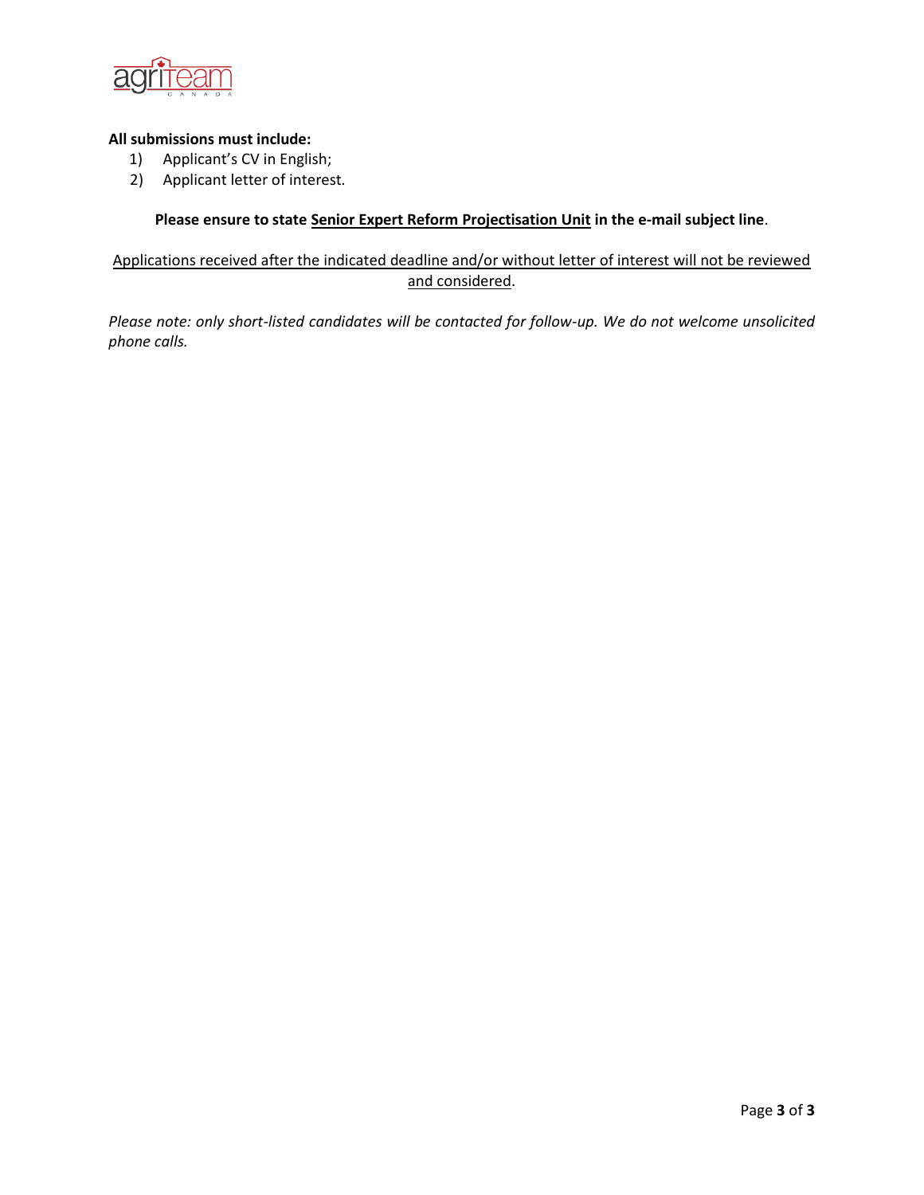**All submissions must include:**

1) Applicant's CV in English;
2) Applicant letter of interest.

**Please ensure to state Senior Expert Reform Projectisation Unit in the e-mail subject line**.

Applications received after the indicated deadline and/or without letter of interest will not be reviewed and considered.

*Please note: only short-listed candidates will be contacted for follow-up. We do not welcome unsolicited phone calls.*